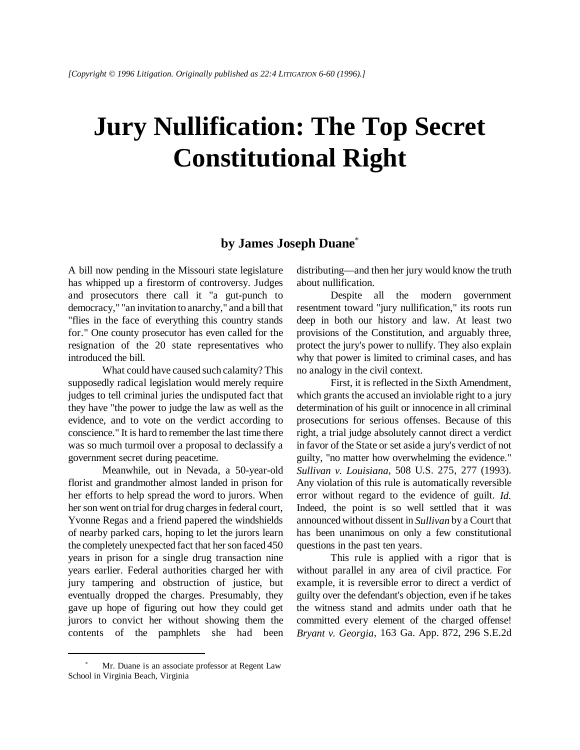*[Copyright © 1996 Litigation. Originally published as 22:4 LITIGATION 6-60 (1996).]*

# Jury Nullification: The Top Secret Constitutional Right

**by James Joseph Duane***

A bill now pending in the Missouri state legislature has whipped up a firestorm of controversy. Judges and prosecutors there call it "a gut-punch to democracy," "an invitation to anarchy," and a bill that "flies in the face of everything this country stands for." One county prosecutor has even called for the resignation of the 20 state representatives who introduced the bill.

What could have caused such calamity? This supposedly radical legislation would merely require judges to tell criminal juries the undisputed fact that they have "the power to judge the law as well as the evidence, and to vote on the verdict according to conscience." It is hard to remember the last time there was so much turmoil over a proposal to declassify a government secret during peacetime.

Meanwhile, out in Nevada, a 50-year-old florist and grandmother almost landed in prison for her efforts to help spread the word to jurors. When her son went on trial for drug charges in federal court, Yvonne Regas and a friend papered the windshields of nearby parked cars, hoping to let the jurors learn the completely unexpected fact that her son faced 450 years in prison for a single drug transaction nine years earlier. Federal authorities charged her with jury tampering and obstruction of justice, but eventually dropped the charges. Presumably, they gave up hope of figuring out how they could get jurors to convict her without showing them the contents of the pamphlets she had been distributing—and then her jury would know the truth about nullification.

Despite all the modern government resentment toward "jury nullification," its roots run deep in both our history and law. At least two provisions of the Constitution, and arguably three, protect the jury's power to nullify. They also explain why that power is limited to criminal cases, and has no analogy in the civil context.

First, it is reflected in the Sixth Amendment, which grants the accused an inviolable right to a jury determination of his guilt or innocence in all criminal prosecutions for serious offenses. Because of this right, a trial judge absolutely cannot direct a verdict in favor of the State or set aside a jury's verdict of not guilty, "no matter how overwhelming the evidence." *Sullivan v. Louisiana*, 508 U.S. 275, 277 (1993). Any violation of this rule is automatically reversible error without regard to the evidence of guilt. *Id.* Indeed, the point is so well settled that it was announced without dissent in *Sullivan* by a Court that has been unanimous on only a few constitutional questions in the past ten years.

This rule is applied with a rigor that is without parallel in any area of civil practice. For example, it is reversible error to direct a verdict of guilty over the defendant's objection, even if he takes the witness stand and admits under oath that he committed every element of the charged offense! *Bryant v. Georgia*, 163 Ga. App. 872, 296 S.E.2d

---

\* Mr. Duane is an associate professor at Regent Law School in Virginia Beach, Virginia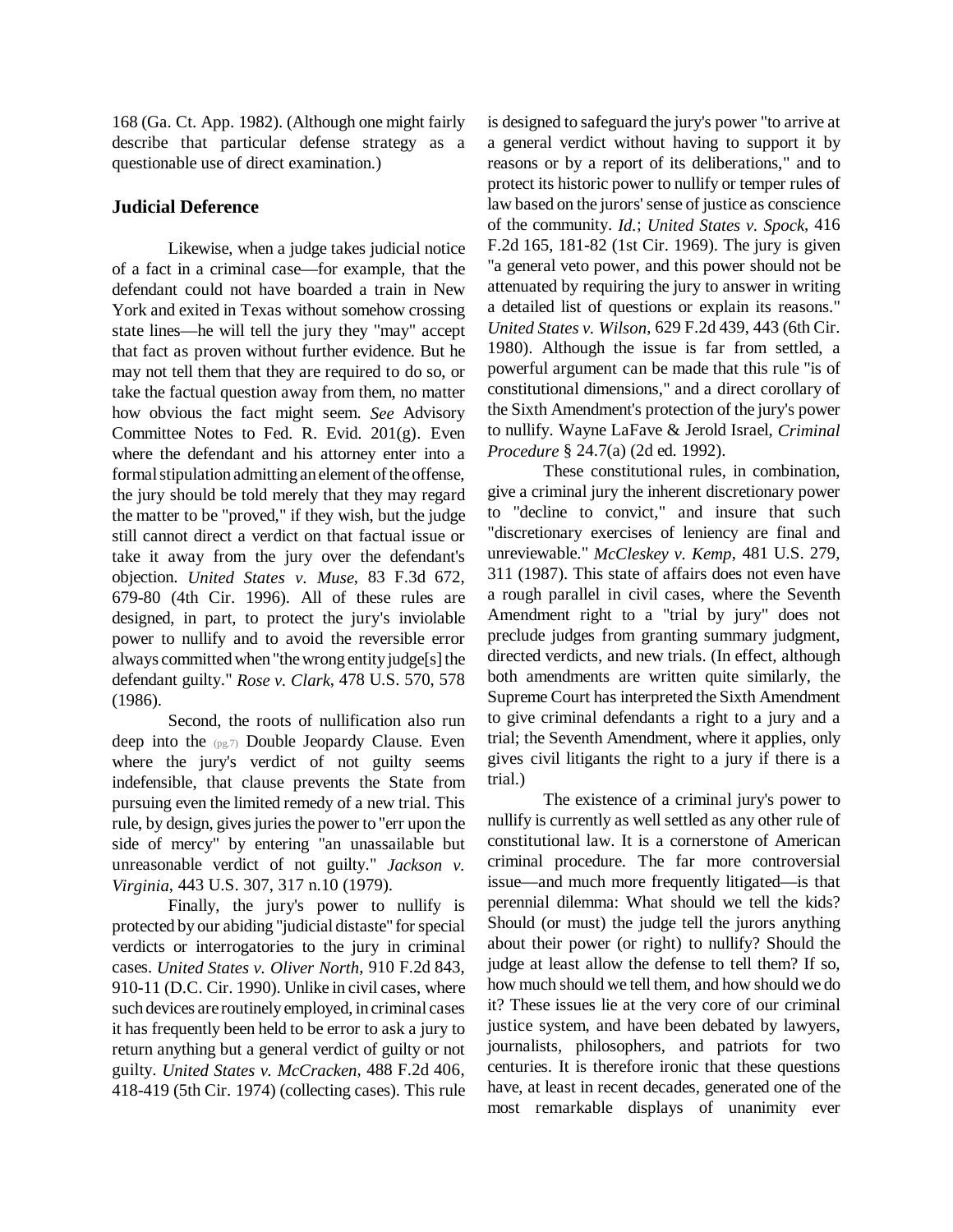168 (Ga. Ct. App. 1982). (Although one might fairly describe that particular defense strategy as a questionable use of direct examination.)

## Judicial Deference

Likewise, when a judge takes judicial notice of a fact in a criminal case—for example, that the defendant could not have boarded a train in New York and exited in Texas without somehow crossing state lines—he will tell the jury they "may" accept that fact as proven without further evidence. But he may not tell them that they are required to do so, or take the factual question away from them, no matter how obvious the fact might seem. *See* Advisory Committee Notes to Fed. R. Evid. 201(g). Even where the defendant and his attorney enter into a formal stipulation admitting an element of the offense, the jury should be told merely that they may regard the matter to be "proved," if they wish, but the judge still cannot direct a verdict on that factual issue or take it away from the jury over the defendant's objection. *United States v. Muse*, 83 F.3d 672, 679-80 (4th Cir. 1996). All of these rules are designed, in part, to protect the jury's inviolable power to nullify and to avoid the reversible error always committed when "the wrong entity judge[s] the defendant guilty." *Rose v. Clark*, 478 U.S. 570, 578 (1986).

Second, the roots of nullification also run deep into the Double Jeopardy Clause. Even where the jury's verdict of not guilty seems indefensible, that clause prevents the State from pursuing even the limited remedy of a new trial. This rule, by design, gives juries the power to "err upon the side of mercy" by entering "an unassailable but unreasonable verdict of not guilty." *Jackson v. Virginia*, 443 U.S. 307, 317 n.10 (1979).

Finally, the jury's power to nullify is protected by our abiding "judicial distaste" for special verdicts or interrogatories to the jury in criminal cases. *United States v. Oliver North*, 910 F.2d 843, 910-11 (D.C. Cir. 1990). Unlike in civil cases, where such devices are routinely employed, in criminal cases it has frequently been held to be error to ask a jury to return anything but a general verdict of guilty or not guilty. *United States v. McCracken*, 488 F.2d 406, 418-419 (5th Cir. 1974) (collecting cases). This rule is designed to safeguard the jury's power "to arrive at a general verdict without having to support it by reasons or by a report of its deliberations," and to protect its historic power to nullify or temper rules of law based on the jurors' sense of justice as conscience of the community. *Id.*; *United States v. Spock*, 416 F.2d 165, 181-82 (1st Cir. 1969). The jury is given "a general veto power, and this power should not be attenuated by requiring the jury to answer in writing a detailed list of questions or explain its reasons." *United States v. Wilson*, 629 F.2d 439, 443 (6th Cir. 1980). Although the issue is far from settled, a powerful argument can be made that this rule "is of constitutional dimensions," and a direct corollary of the Sixth Amendment's protection of the jury's power to nullify. Wayne LaFave & Jerold Israel, *Criminal Procedure* § 24.7(a) (2d ed. 1992).

These constitutional rules, in combination, give a criminal jury the inherent discretionary power to "decline to convict," and insure that such "discretionary exercises of leniency are final and unreviewable." *McCleskey v. Kemp*, 481 U.S. 279, 311 (1987). This state of affairs does not even have a rough parallel in civil cases, where the Seventh Amendment right to a "trial by jury" does not preclude judges from granting summary judgment, directed verdicts, and new trials. (In effect, although both amendments are written quite similarly, the Supreme Court has interpreted the Sixth Amendment to give criminal defendants a right to a jury and a trial; the Seventh Amendment, where it applies, only gives civil litigants the right to a jury if there is a trial.)

The existence of a criminal jury's power to nullify is currently as well settled as any other rule of constitutional law. It is a cornerstone of American criminal procedure. The far more controversial issue—and much more frequently litigated—is that perennial dilemma: What should we tell the kids? Should (or must) the judge tell the jurors anything about their power (or right) to nullify? Should the judge at least allow the defense to tell them? If so, how much should we tell them, and how should we do it? These issues lie at the very core of our criminal justice system, and have been debated by lawyers, journalists, philosophers, and patriots for two centuries. It is therefore ironic that these questions have, at least in recent decades, generated one of the most remarkable displays of unanimity ever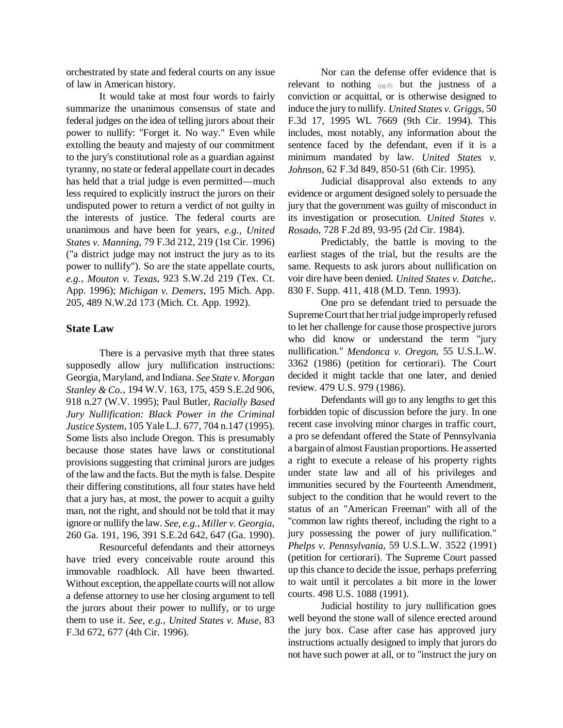orchestrated by state and federal courts on any issue of law in American history.

It would take at most four words to fairly summarize the unanimous consensus of state and federal judges on the idea of telling jurors about their power to nullify: "Forget it. No way." Even while extolling the beauty and majesty of our commitment to the jury's constitutional role as a guardian against tyranny, no state or federal appellate court in decades has held that a trial judge is even permitted—much less required to explicitly instruct the jurors on their undisputed power to return a verdict of not guilty in the interests of justice. The federal courts are unanimous and have been for years, *e.g., United States v. Manning*, 79 F.3d 212, 219 (1st Cir. 1996) ("a district judge may not instruct the jury as to its power to nullify"). So are the state appellate courts, *e.g., Mouton v. Texas*, 923 S.W.2d 219 (Tex. Ct. App. 1996); *Michigan v. Demers*, 195 Mich. App. 205, 489 N.W.2d 173 (Mich. Ct. App. 1992).

## State Law

There is a pervasive myth that three states supposedly allow jury nullification instructions: Georgia, Maryland, and Indiana. *See State v. Morgan Stanley & Co.*, 194 W.V. 163, 175, 459 S.E.2d 906, 918 n.27 (W.V. 1995); Paul Butler, *Racially Based Jury Nullification: Black Power in the Criminal Justice System*, 105 Yale L.J. 677, 704 n.147 (1995). Some lists also include Oregon. This is presumably because those states have laws or constitutional provisions suggesting that criminal jurors are judges of the law and the facts. But the myth is false. Despite their differing constitutions, all four states have held that a jury has, at most, the power to acquit a guilty man, not the right, and should not be told that it may ignore or nullify the law. *See, e.g., Miller v. Georgia*, 260 Ga. 191, 196, 391 S.E.2d 642, 647 (Ga. 1990).

Resourceful defendants and their attorneys have tried every conceivable route around this immovable roadblock. All have been thwarted. Without exception, the appellate courts will not allow a defense attorney to use her closing argument to tell the jurors about their power to nullify, or to urge them to use it. *See, e.g., United States v. Muse*, 83 F.3d 672, 677 (4th Cir. 1996).

Nor can the defense offer evidence that is relevant to nothing (pg.8) but the justness of a conviction or acquittal, or is otherwise designed to induce the jury to nullify. *United States v. Griggs*, 50 F.3d 17, 1995 WL 7669 (9th Cir. 1994). This includes, most notably, any information about the sentence faced by the defendant, even if it is a minimum mandated by law. *United States v. Johnson*, 62 F.3d 849, 850-51 (6th Cir. 1995).

Judicial disapproval also extends to any evidence or argument designed solely to persuade the jury that the government was guilty of misconduct in its investigation or prosecution. *United States v. Rosado*, 728 F.2d 89, 93-95 (2d Cir. 1984).

Predictably, the battle is moving to the earliest stages of the trial, but the results are the same. Requests to ask jurors about nullification on voir dire have been denied. *United States v. Datche*,. 830 F. Supp. 411, 418 (M.D. Tenn. 1993).

One pro se defendant tried to persuade the Supreme Court that her trial judge improperly refused to let her challenge for cause those prospective jurors who did know or understand the term "jury nullification." *Mendonca v. Oregon*, 55 U.S.L.W. 3362 (1986) (petition for certiorari). The Court decided it might tackle that one later, and denied review. 479 U.S. 979 (1986).

Defendants will go to any lengths to get this forbidden topic of discussion before the jury. In one recent case involving minor charges in traffic court, a pro se defendant offered the State of Pennsylvania a bargain of almost Faustian proportions. He asserted a right to execute a release of his property rights under state law and all of his privileges and immunities secured by the Fourteenth Amendment, subject to the condition that he would revert to the status of an "American Freeman" with all of the "common law rights thereof, including the right to a jury possessing the power of jury nullification." *Phelps v. Pennsylvania*, 59 U.S.L.W. 3522 (1991) (petition for certiorari). The Supreme Court passed up this chance to decide the issue, perhaps preferring to wait until it percolates a bit more in the lower courts. 498 U.S. 1088 (1991).

Judicial hostility to jury nullification goes well beyond the stone wall of silence erected around the jury box. Case after case has approved jury instructions actually designed to imply that jurors do not have such power at all, or to "instruct the jury on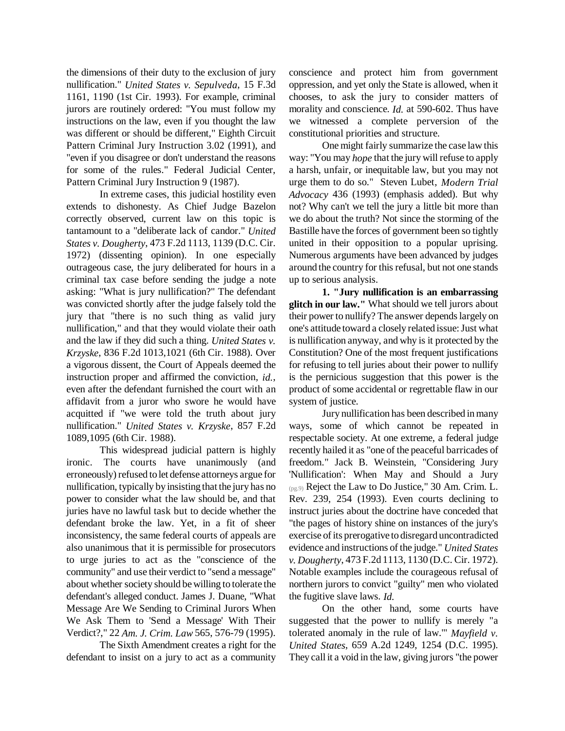the dimensions of their duty to the exclusion of jury nullification." *United States v. Sepulveda*, 15 F.3d 1161, 1190 (1st Cir. 1993). For example, criminal jurors are routinely ordered: "You must follow my instructions on the law, even if you thought the law was different or should be different," Eighth Circuit Pattern Criminal Jury Instruction 3.02 (1991), and "even if you disagree or don't understand the reasons for some of the rules." Federal Judicial Center, Pattern Criminal Jury Instruction 9 (1987).

In extreme cases, this judicial hostility even extends to dishonesty. As Chief Judge Bazelon correctly observed, current law on this topic is tantamount to a "deliberate lack of candor." *United States v. Dougherty*, 473 F.2d 1113, 1139 (D.C. Cir. 1972) (dissenting opinion). In one especially outrageous case, the jury deliberated for hours in a criminal tax case before sending the judge a note asking: "What is jury nullification?" The defendant was convicted shortly after the judge falsely told the jury that "there is no such thing as valid jury nullification," and that they would violate their oath and the law if they did such a thing. *United States v. Krzyske*, 836 F.2d 1013,1021 (6th Cir. 1988). Over a vigorous dissent, the Court of Appeals deemed the instruction proper and affirmed the conviction, *id.*, even after the defendant furnished the court with an affidavit from a juror who swore he would have acquitted if "we were told the truth about jury nullification." *United States v. Krzyske*, 857 F.2d 1089,1095 (6th Cir. 1988).

This widespread judicial pattern is highly ironic. The courts have unanimously (and erroneously) refused to let defense attorneys argue for nullification, typically by insisting that the jury has no power to consider what the law should be, and that juries have no lawful task but to decide whether the defendant broke the law. Yet, in a fit of sheer inconsistency, the same federal courts of appeals are also unanimous that it is permissible for prosecutors to urge juries to act as the "conscience of the community" and use their verdict to "send a message" about whether society should be willing to tolerate the defendant's alleged conduct. James J. Duane, "What Message Are We Sending to Criminal Jurors When We Ask Them to 'Send a Message' With Their Verdict?," 22 *Am. J. Crim. Law* 565, 576-79 (1995).

The Sixth Amendment creates a right for the defendant to insist on a jury to act as a community conscience and protect him from government oppression, and yet only the State is allowed, when it chooses, to ask the jury to consider matters of morality and conscience. *Id.* at 590-602. Thus have we witnessed a complete perversion of the constitutional priorities and structure.

One might fairly summarize the case law this way: "You may *hope* that the jury will refuse to apply a harsh, unfair, or inequitable law, but you may not urge them to do so." Steven Lubet, *Modern Trial Advocacy* 436 (1993) (emphasis added). But why not? Why can't we tell the jury a little bit more than we do about the truth? Not since the storming of the Bastille have the forces of government been so tightly united in their opposition to a popular uprising. Numerous arguments have been advanced by judges around the country for this refusal, but not one stands up to serious analysis.

**1. "Jury nullification is an embarrassing glitch in our law."** What should we tell jurors about their power to nullify? The answer depends largely on one's attitude toward a closely related issue: Just what is nullification anyway, and why is it protected by the Constitution? One of the most frequent justifications for refusing to tell juries about their power to nullify is the pernicious suggestion that this power is the product of some accidental or regrettable flaw in our system of justice.

Jury nullification has been described in many ways, some of which cannot be repeated in respectable society. At one extreme, a federal judge recently hailed it as "one of the peaceful barricades of freedom." Jack B. Weinstein, "Considering Jury 'Nullification': When May and Should a Jury (pg.9) Reject the Law to Do Justice," 30 Am. Crim. L. Rev. 239, 254 (1993). Even courts declining to instruct juries about the doctrine have conceded that "the pages of history shine on instances of the jury's exercise of its prerogative to disregard uncontradicted evidence and instructions of the judge." *United States v. Dougherty*, 473 F.2d 1113, 1130 (D.C. Cir. 1972). Notable examples include the courageous refusal of northern jurors to convict "guilty" men who violated the fugitive slave laws. *Id.*

On the other hand, some courts have suggested that the power to nullify is merely "a tolerated anomaly in the rule of law.'" *Mayfield v. United States*, 659 A.2d 1249, 1254 (D.C. 1995). They call it a void in the law, giving jurors "the power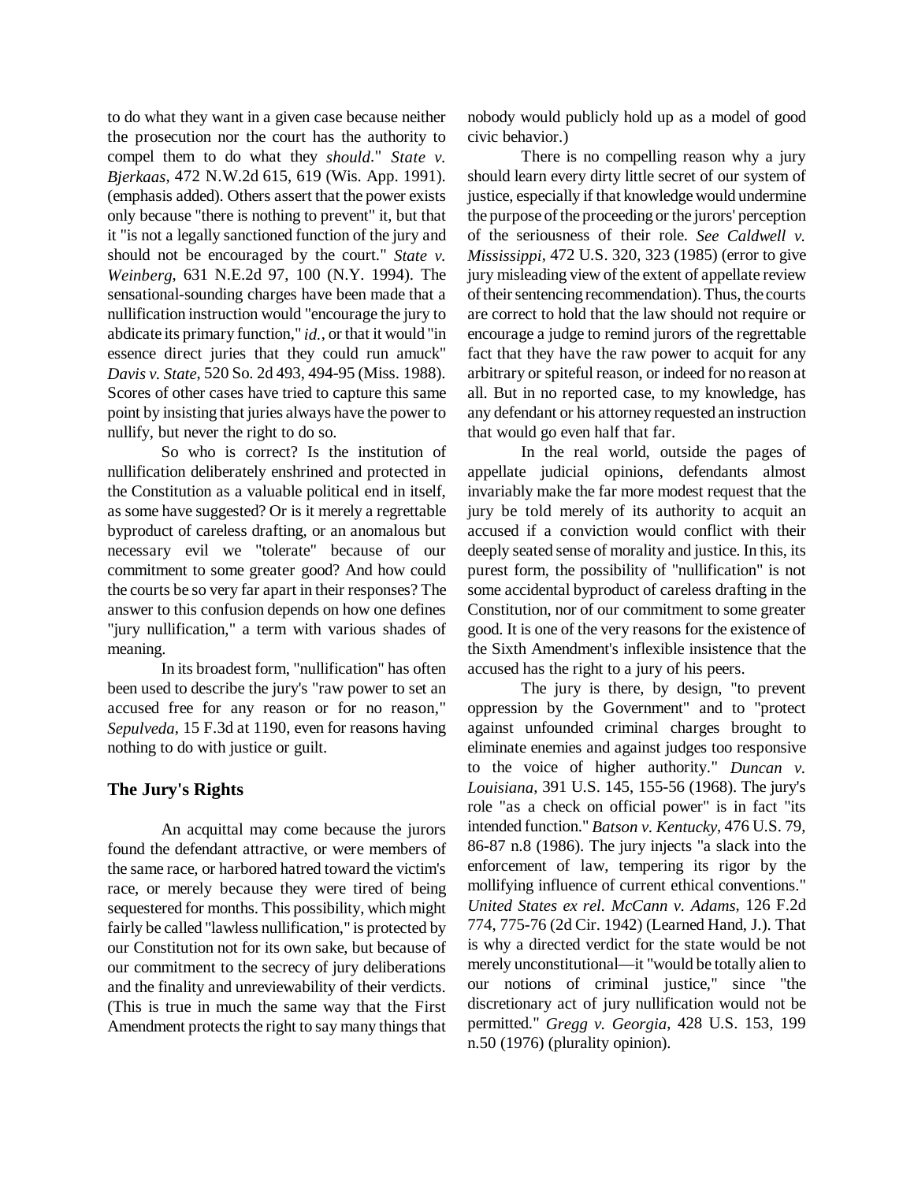to do what they want in a given case because neither the prosecution nor the court has the authority to compel them to do what they *should*." *State v. Bjerkaas*, 472 N.W.2d 615, 619 (Wis. App. 1991). (emphasis added). Others assert that the power exists only because "there is nothing to prevent" it, but that it "is not a legally sanctioned function of the jury and should not be encouraged by the court." *State v. Weinberg*, 631 N.E.2d 97, 100 (N.Y. 1994). The sensational-sounding charges have been made that a nullification instruction would "encourage the jury to abdicate its primary function," *id.*, or that it would "in essence direct juries that they could run amuck" *Davis v. State*, 520 So. 2d 493, 494-95 (Miss. 1988). Scores of other cases have tried to capture this same point by insisting that juries always have the power to nullify, but never the right to do so.

So who is correct? Is the institution of nullification deliberately enshrined and protected in the Constitution as a valuable political end in itself, as some have suggested? Or is it merely a regrettable byproduct of careless drafting, or an anomalous but necessary evil we "tolerate" because of our commitment to some greater good? And how could the courts be so very far apart in their responses? The answer to this confusion depends on how one defines "jury nullification," a term with various shades of meaning.

In its broadest form, "nullification" has often been used to describe the jury's "raw power to set an accused free for any reason or for no reason," *Sepulveda*, 15 F.3d at 1190, even for reasons having nothing to do with justice or guilt.

## The Jury's Rights

An acquittal may come because the jurors found the defendant attractive, or were members of the same race, or harbored hatred toward the victim's race, or merely because they were tired of being sequestered for months. This possibility, which might fairly be called "lawless nullification," is protected by our Constitution not for its own sake, but because of our commitment to the secrecy of jury deliberations and the finality and unreviewability of their verdicts. (This is true in much the same way that the First Amendment protects the right to say many things that nobody would publicly hold up as a model of good civic behavior.)

There is no compelling reason why a jury should learn every dirty little secret of our system of justice, especially if that knowledge would undermine the purpose of the proceeding or the jurors' perception of the seriousness of their role. *See Caldwell v. Mississippi*, 472 U.S. 320, 323 (1985) (error to give jury misleading view of the extent of appellate review of their sentencing recommendation). Thus, the courts are correct to hold that the law should not require or encourage a judge to remind jurors of the regrettable fact that they have the raw power to acquit for any arbitrary or spiteful reason, or indeed for no reason at all. But in no reported case, to my knowledge, has any defendant or his attorney requested an instruction that would go even half that far.

In the real world, outside the pages of appellate judicial opinions, defendants almost invariably make the far more modest request that the jury be told merely of its authority to acquit an accused if a conviction would conflict with their deeply seated sense of morality and justice. In this, its purest form, the possibility of "nullification" is not some accidental byproduct of careless drafting in the Constitution, nor of our commitment to some greater good. It is one of the very reasons for the existence of the Sixth Amendment's inflexible insistence that the accused has the right to a jury of his peers.

The jury is there, by design, "to prevent oppression by the Government" and to "protect against unfounded criminal charges brought to eliminate enemies and against judges too responsive to the voice of higher authority." *Duncan v. Louisiana*, 391 U.S. 145, 155-56 (1968). The jury's role "as a check on official power" is in fact "its intended function." *Batson v. Kentucky*, 476 U.S. 79, 86-87 n.8 (1986). The jury injects "a slack into the enforcement of law, tempering its rigor by the mollifying influence of current ethical conventions." *United States ex rel. McCann v. Adams*, 126 F.2d 774, 775-76 (2d Cir. 1942) (Learned Hand, J.). That is why a directed verdict for the state would be not merely unconstitutional—it "would be totally alien to our notions of criminal justice," since "the discretionary act of jury nullification would not be permitted." *Gregg v. Georgia*, 428 U.S. 153, 199 n.50 (1976) (plurality opinion).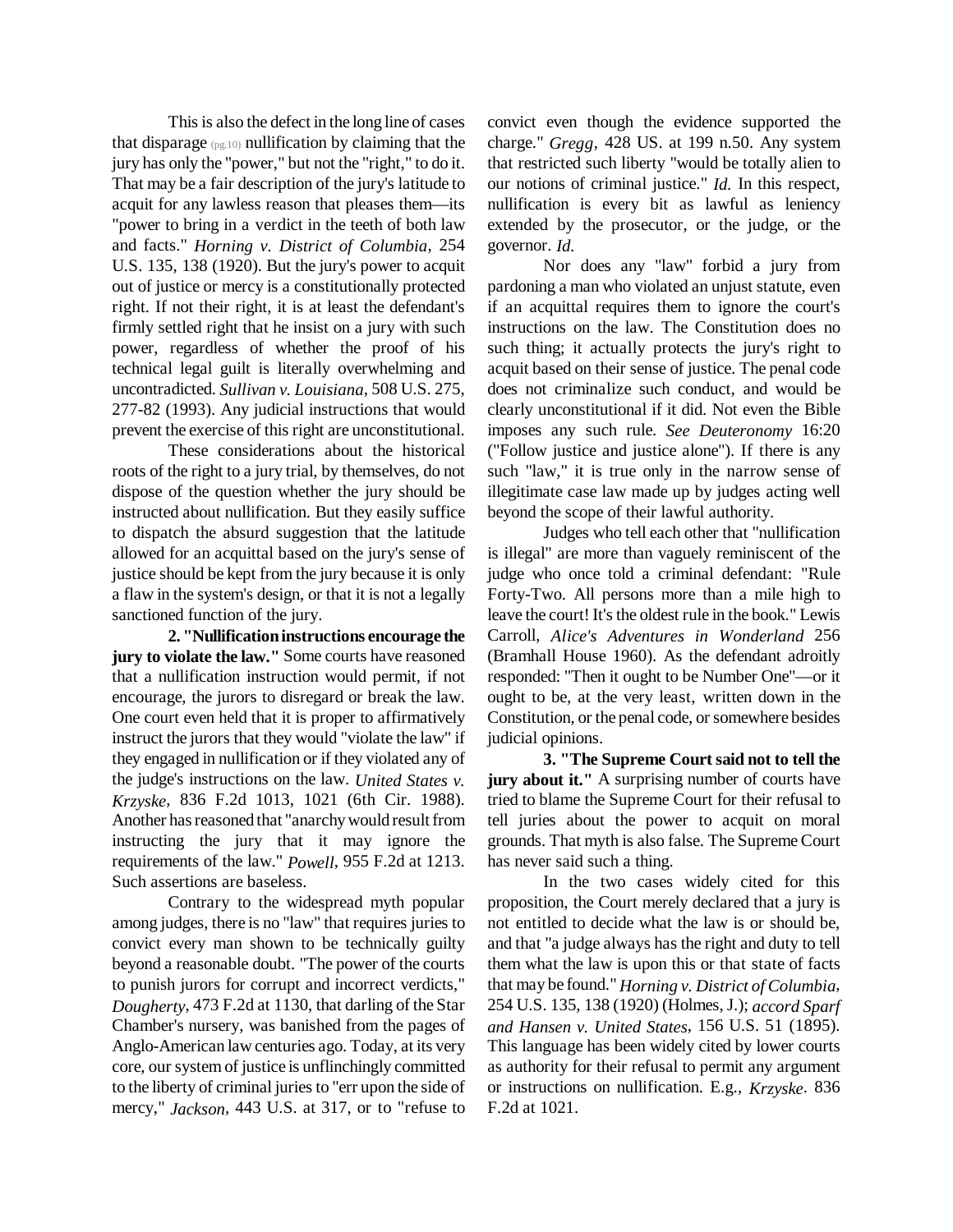This is also the defect in the long line of cases that disparage (pg.10) nullification by claiming that the jury has only the "power," but not the "right," to do it. That may be a fair description of the jury's latitude to acquit for any lawless reason that pleases them—its "power to bring in a verdict in the teeth of both law and facts." *Horning v. District of Columbia*, 254 U.S. 135, 138 (1920). But the jury's power to acquit out of justice or mercy is a constitutionally protected right. If not their right, it is at least the defendant's firmly settled right that he insist on a jury with such power, regardless of whether the proof of his technical legal guilt is literally overwhelming and uncontradicted. *Sullivan v. Louisiana*, 508 U.S. 275, 277-82 (1993). Any judicial instructions that would prevent the exercise of this right are unconstitutional.

These considerations about the historical roots of the right to a jury trial, by themselves, do not dispose of the question whether the jury should be instructed about nullification. But they easily suffice to dispatch the absurd suggestion that the latitude allowed for an acquittal based on the jury's sense of justice should be kept from the jury because it is only a flaw in the system's design, or that it is not a legally sanctioned function of the jury.

**2. "Nullification instructions encourage the jury to violate the law."** Some courts have reasoned that a nullification instruction would permit, if not encourage, the jurors to disregard or break the law. One court even held that it is proper to affirmatively instruct the jurors that they would "violate the law" if they engaged in nullification or if they violated any of the judge's instructions on the law. *United States v. Krzyske*, 836 F.2d 1013, 1021 (6th Cir. 1988). Another has reasoned that "anarchy would result from instructing the jury that it may ignore the requirements of the law." *Powell*, 955 F.2d at 1213. Such assertions are baseless.

Contrary to the widespread myth popular among judges, there is no "law" that requires juries to convict every man shown to be technically guilty beyond a reasonable doubt. "The power of the courts to punish jurors for corrupt and incorrect verdicts," *Dougherty*, 473 F.2d at 1130, that darling of the Star Chamber's nursery, was banished from the pages of Anglo-American law centuries ago. Today, at its very core, our system of justice is unflinchingly committed to the liberty of criminal juries to "err upon the side of mercy," *Jackson*, 443 U.S. at 317, or to "refuse to convict even though the evidence supported the charge." *Gregg*, 428 US. at 199 n.50. Any system that restricted such liberty "would be totally alien to our notions of criminal justice." *Id.* In this respect, nullification is every bit as lawful as leniency extended by the prosecutor, or the judge, or the governor. *Id.*

Nor does any "law" forbid a jury from pardoning a man who violated an unjust statute, even if an acquittal requires them to ignore the court's instructions on the law. The Constitution does no such thing; it actually protects the jury's right to acquit based on their sense of justice. The penal code does not criminalize such conduct, and would be clearly unconstitutional if it did. Not even the Bible imposes any such rule. *See Deuteronomy* 16:20 ("Follow justice and justice alone"). If there is any such "law," it is true only in the narrow sense of illegitimate case law made up by judges acting well beyond the scope of their lawful authority.

Judges who tell each other that "nullification is illegal" are more than vaguely reminiscent of the judge who once told a criminal defendant: "Rule Forty-Two. All persons more than a mile high to leave the court! It's the oldest rule in the book." Lewis Carroll, *Alice's Adventures in Wonderland* 256 (Bramhall House 1960). As the defendant adroitly responded: "Then it ought to be Number One"—or it ought to be, at the very least, written down in the Constitution, or the penal code, or somewhere besides judicial opinions.

**3. "The Supreme Court said not to tell the jury about it."** A surprising number of courts have tried to blame the Supreme Court for their refusal to tell juries about the power to acquit on moral grounds. That myth is also false. The Supreme Court has never said such a thing.

In the two cases widely cited for this proposition, the Court merely declared that a jury is not entitled to decide what the law is or should be, and that "a judge always has the right and duty to tell them what the law is upon this or that state of facts that may be found." *Horning v. District of Columbia*, 254 U.S. 135, 138 (1920) (Holmes, J.); *accord Sparf and Hansen v. United States*, 156 U.S. 51 (1895). This language has been widely cited by lower courts as authority for their refusal to permit any argument or instructions on nullification. E.g., *Krzyske*. 836 F.2d at 1021.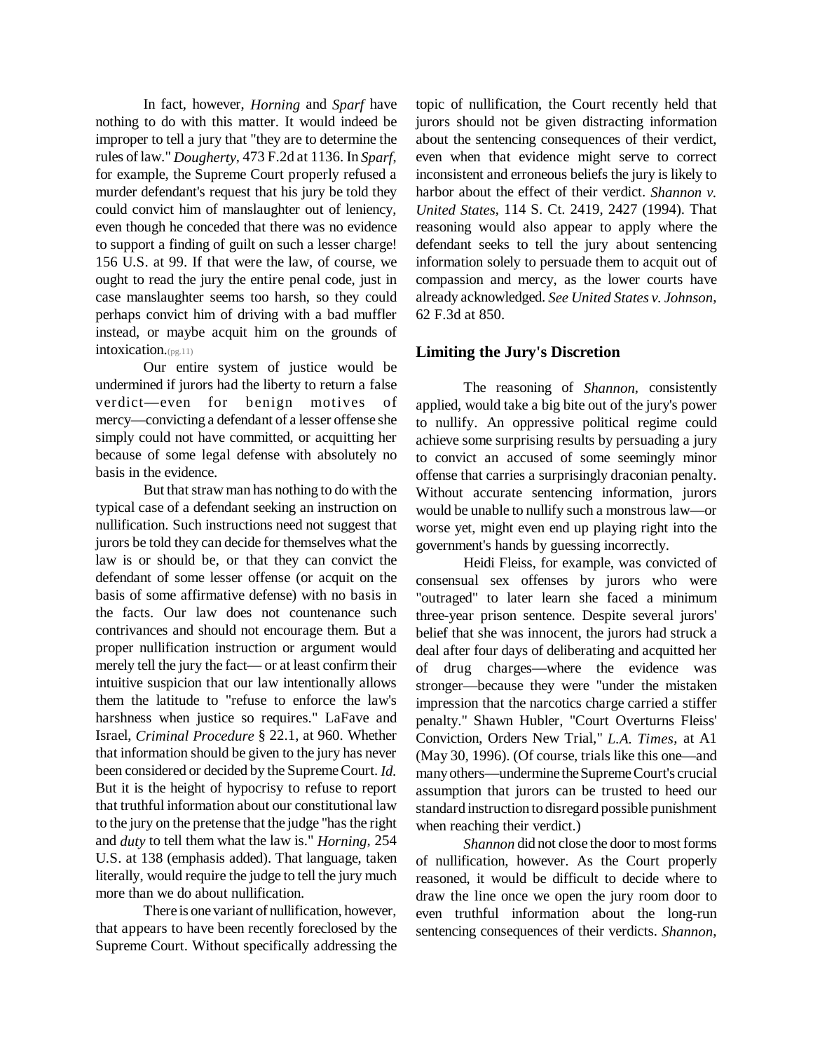In fact, however, *Horning* and *Sparf* have nothing to do with this matter. It would indeed be improper to tell a jury that "they are to determine the rules of law." *Dougherty*, 473 F.2d at 1136. In *Sparf*, for example, the Supreme Court properly refused a murder defendant's request that his jury be told they could convict him of manslaughter out of leniency, even though he conceded that there was no evidence to support a finding of guilt on such a lesser charge! 156 U.S. at 99. If that were the law, of course, we ought to read the jury the entire penal code, just in case manslaughter seems too harsh, so they could perhaps convict him of driving with a bad muffler instead, or maybe acquit him on the grounds of intoxication.(pg.11)

Our entire system of justice would be undermined if jurors had the liberty to return a false verdict—even for benign motives of mercy—convicting a defendant of a lesser offense she simply could not have committed, or acquitting her because of some legal defense with absolutely no basis in the evidence.

But that straw man has nothing to do with the typical case of a defendant seeking an instruction on nullification. Such instructions need not suggest that jurors be told they can decide for themselves what the law is or should be, or that they can convict the defendant of some lesser offense (or acquit on the basis of some affirmative defense) with no basis in the facts. Our law does not countenance such contrivances and should not encourage them. But a proper nullification instruction or argument would merely tell the jury the fact— or at least confirm their intuitive suspicion that our law intentionally allows them the latitude to "refuse to enforce the law's harshness when justice so requires." LaFave and Israel, *Criminal Procedure* § 22.1, at 960. Whether that information should be given to the jury has never been considered or decided by the Supreme Court. *Id.* But it is the height of hypocrisy to refuse to report that truthful information about our constitutional law to the jury on the pretense that the judge "has the right and *duty* to tell them what the law is." *Horning*, 254 U.S. at 138 (emphasis added). That language, taken literally, would require the judge to tell the jury much more than we do about nullification.

There is one variant of nullification, however, that appears to have been recently foreclosed by the Supreme Court. Without specifically addressing the topic of nullification, the Court recently held that jurors should not be given distracting information about the sentencing consequences of their verdict, even when that evidence might serve to correct inconsistent and erroneous beliefs the jury is likely to harbor about the effect of their verdict. *Shannon v. United States*, 114 S. Ct. 2419, 2427 (1994). That reasoning would also appear to apply where the defendant seeks to tell the jury about sentencing information solely to persuade them to acquit out of compassion and mercy, as the lower courts have already acknowledged. *See United States v. Johnson*, 62 F.3d at 850.

## Limiting the Jury's Discretion

The reasoning of *Shannon*, consistently applied, would take a big bite out of the jury's power to nullify. An oppressive political regime could achieve some surprising results by persuading a jury to convict an accused of some seemingly minor offense that carries a surprisingly draconian penalty. Without accurate sentencing information, jurors would be unable to nullify such a monstrous law—or worse yet, might even end up playing right into the government's hands by guessing incorrectly.

Heidi Fleiss, for example, was convicted of consensual sex offenses by jurors who were "outraged" to later learn she faced a minimum three-year prison sentence. Despite several jurors' belief that she was innocent, the jurors had struck a deal after four days of deliberating and acquitted her of drug charges—where the evidence was stronger—because they were "under the mistaken impression that the narcotics charge carried a stiffer penalty." Shawn Hubler, "Court Overturns Fleiss' Conviction, Orders New Trial," *L.A. Times*, at A1 (May 30, 1996). (Of course, trials like this one—and many others—undermine the Supreme Court's crucial assumption that jurors can be trusted to heed our standard instruction to disregard possible punishment when reaching their verdict.)

*Shannon* did not close the door to most forms of nullification, however. As the Court properly reasoned, it would be difficult to decide where to draw the line once we open the jury room door to even truthful information about the long-run sentencing consequences of their verdicts. *Shannon*,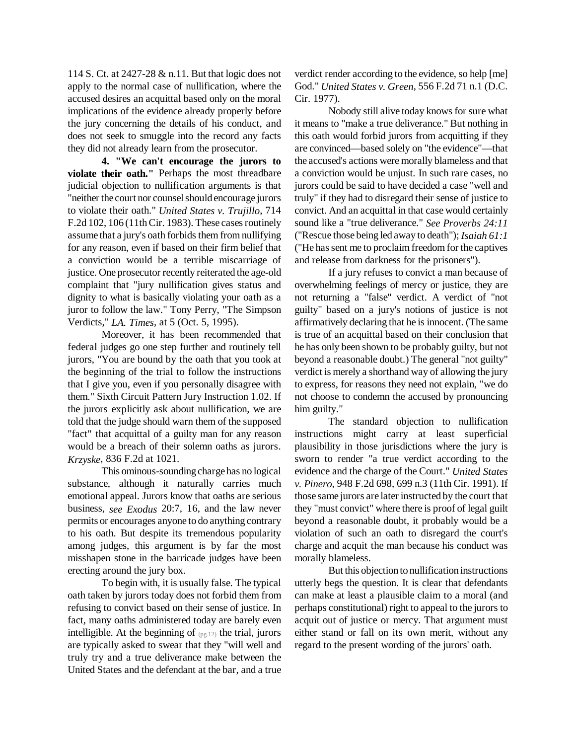114 S. Ct. at 2427-28 & n.11. But that logic does not apply to the normal case of nullification, where the accused desires an acquittal based only on the moral implications of the evidence already properly before the jury concerning the details of his conduct, and does not seek to smuggle into the record any facts they did not already learn from the prosecutor.

**4. "We can't encourage the jurors to violate their oath."** Perhaps the most threadbare judicial objection to nullification arguments is that "neither the court nor counsel should encourage jurors to violate their oath." *United States v. Trujillo*, 714 F.2d 102, 106 (11th Cir. 1983). These cases routinely assume that a jury's oath forbids them from nullifying for any reason, even if based on their firm belief that a conviction would be a terrible miscarriage of justice. One prosecutor recently reiterated the age-old complaint that "jury nullification gives status and dignity to what is basically violating your oath as a juror to follow the law." Tony Perry, "The Simpson Verdicts," *LA. Times*, at 5 (Oct. 5, 1995).

Moreover, it has been recommended that federal judges go one step further and routinely tell jurors, "You are bound by the oath that you took at the beginning of the trial to follow the instructions that I give you, even if you personally disagree with them." Sixth Circuit Pattern Jury Instruction 1.02. If the jurors explicitly ask about nullification, we are told that the judge should warn them of the supposed "fact" that acquittal of a guilty man for any reason would be a breach of their solemn oaths as jurors. *Krzyske*, 836 F.2d at 1021.

This ominous-sounding charge has no logical substance, although it naturally carries much emotional appeal. Jurors know that oaths are serious business, *see Exodus* 20:7, 16, and the law never permits or encourages anyone to do anything contrary to his oath. But despite its tremendous popularity among judges, this argument is by far the most misshapen stone in the barricade judges have been erecting around the jury box.

To begin with, it is usually false. The typical oath taken by jurors today does not forbid them from refusing to convict based on their sense of justice. In fact, many oaths administered today are barely even intelligible. At the beginning of (pg.12) the trial, jurors are typically asked to swear that they "will well and truly try and a true deliverance make between the United States and the defendant at the bar, and a true verdict render according to the evidence, so help [me] God." *United States v. Green*, 556 F.2d 71 n.1 (D.C. Cir. 1977).

Nobody still alive today knows for sure what it means to "make a true deliverance." But nothing in this oath would forbid jurors from acquitting if they are convinced—based solely on "the evidence"—that the accused's actions were morally blameless and that a conviction would be unjust. In such rare cases, no jurors could be said to have decided a case "well and truly" if they had to disregard their sense of justice to convict. And an acquittal in that case would certainly sound like a "true deliverance." *See Proverbs 24:11* ("Rescue those being led away to death"); *Isaiah 61:1* ("He has sent me to proclaim freedom for the captives and release from darkness for the prisoners").

If a jury refuses to convict a man because of overwhelming feelings of mercy or justice, they are not returning a "false" verdict. A verdict of "not guilty" based on a jury's notions of justice is not affirmatively declaring that he is innocent. (The same is true of an acquittal based on their conclusion that he has only been shown to be probably guilty, but not beyond a reasonable doubt.) The general "not guilty" verdict is merely a shorthand way of allowing the jury to express, for reasons they need not explain, "we do not choose to condemn the accused by pronouncing him guilty."

The standard objection to nullification instructions might carry at least superficial plausibility in those jurisdictions where the jury is sworn to render "a true verdict according to the evidence and the charge of the Court." *United States v. Pinero*, 948 F.2d 698, 699 n.3 (11th Cir. 1991). If those same jurors are later instructed by the court that they "must convict" where there is proof of legal guilt beyond a reasonable doubt, it probably would be a violation of such an oath to disregard the court's charge and acquit the man because his conduct was morally blameless.

But this objection to nullification instructions utterly begs the question. It is clear that defendants can make at least a plausible claim to a moral (and perhaps constitutional) right to appeal to the jurors to acquit out of justice or mercy. That argument must either stand or fall on its own merit, without any regard to the present wording of the jurors' oath.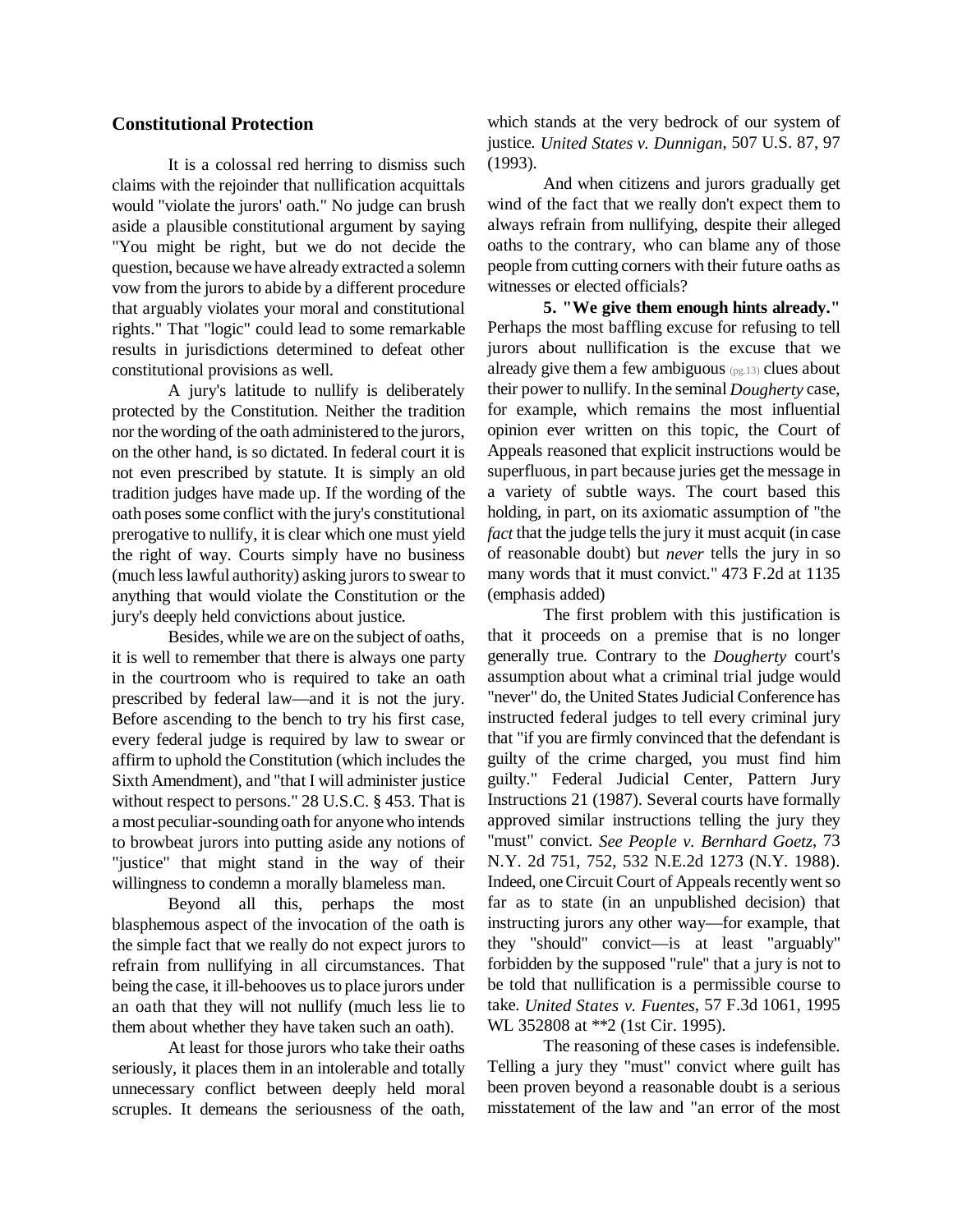### Constitutional Protection

It is a colossal red herring to dismiss such claims with the rejoinder that nullification acquittals would "violate the jurors' oath." No judge can brush aside a plausible constitutional argument by saying "You might be right, but we do not decide the question, because we have already extracted a solemn vow from the jurors to abide by a different procedure that arguably violates your moral and constitutional rights." That "logic" could lead to some remarkable results in jurisdictions determined to defeat other constitutional provisions as well.

A jury's latitude to nullify is deliberately protected by the Constitution. Neither the tradition nor the wording of the oath administered to the jurors, on the other hand, is so dictated. In federal court it is not even prescribed by statute. It is simply an old tradition judges have made up. If the wording of the oath poses some conflict with the jury's constitutional prerogative to nullify, it is clear which one must yield the right of way. Courts simply have no business (much less lawful authority) asking jurors to swear to anything that would violate the Constitution or the jury's deeply held convictions about justice.

Besides, while we are on the subject of oaths, it is well to remember that there is always one party in the courtroom who is required to take an oath prescribed by federal law—and it is not the jury. Before ascending to the bench to try his first case, every federal judge is required by law to swear or affirm to uphold the Constitution (which includes the Sixth Amendment), and "that I will administer justice without respect to persons." 28 U.S.C. § 453. That is a most peculiar-sounding oath for anyone who intends to browbeat jurors into putting aside any notions of "justice" that might stand in the way of their willingness to condemn a morally blameless man.

Beyond all this, perhaps the most blasphemous aspect of the invocation of the oath is the simple fact that we really do not expect jurors to refrain from nullifying in all circumstances. That being the case, it ill-behooves us to place jurors under an oath that they will not nullify (much less lie to them about whether they have taken such an oath).

At least for those jurors who take their oaths seriously, it places them in an intolerable and totally unnecessary conflict between deeply held moral scruples. It demeans the seriousness of the oath, which stands at the very bedrock of our system of justice. *United States v. Dunnigan*, 507 U.S. 87, 97 (1993).

And when citizens and jurors gradually get wind of the fact that we really don't expect them to always refrain from nullifying, despite their alleged oaths to the contrary, who can blame any of those people from cutting corners with their future oaths as witnesses or elected officials?

**5. "We give them enough hints already."** Perhaps the most baffling excuse for refusing to tell jurors about nullification is the excuse that we already give them a few ambiguous (pg.13) clues about their power to nullify. In the seminal *Dougherty* case, for example, which remains the most influential opinion ever written on this topic, the Court of Appeals reasoned that explicit instructions would be superfluous, in part because juries get the message in a variety of subtle ways. The court based this holding, in part, on its axiomatic assumption of "the *fact* that the judge tells the jury it must acquit (in case of reasonable doubt) but *never* tells the jury in so many words that it must convict." 473 F.2d at 1135 (emphasis added)

The first problem with this justification is that it proceeds on a premise that is no longer generally true. Contrary to the *Dougherty* court's assumption about what a criminal trial judge would "never" do, the United States Judicial Conference has instructed federal judges to tell every criminal jury that "if you are firmly convinced that the defendant is guilty of the crime charged, you must find him guilty." Federal Judicial Center, Pattern Jury Instructions 21 (1987). Several courts have formally approved similar instructions telling the jury they "must" convict. *See People v. Bernhard Goetz*, 73 N.Y. 2d 751, 752, 532 N.E.2d 1273 (N.Y. 1988). Indeed, one Circuit Court of Appeals recently went so far as to state (in an unpublished decision) that instructing jurors any other way—for example, that they "should" convict—is at least "arguably" forbidden by the supposed "rule" that a jury is not to be told that nullification is a permissible course to take. *United States v. Fuentes*, 57 F.3d 1061, 1995 WL 352808 at **2 (1st Cir. 1995).

The reasoning of these cases is indefensible. Telling a jury they "must" convict where guilt has been proven beyond a reasonable doubt is a serious misstatement of the law and "an error of the most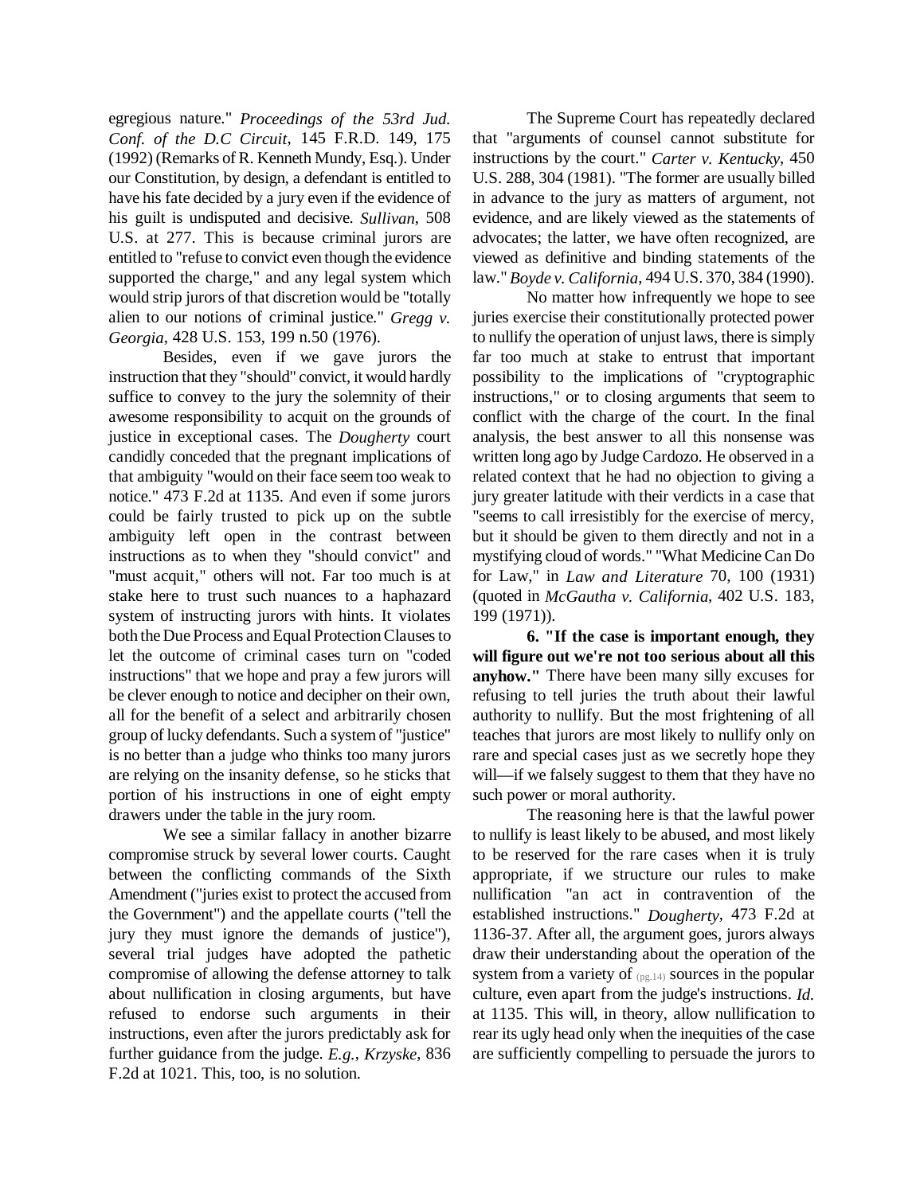egregious nature." *Proceedings of the 53rd Jud. Conf. of the D.C Circuit*, 145 F.R.D. 149, 175 (1992) (Remarks of R. Kenneth Mundy, Esq.). Under our Constitution, by design, a defendant is entitled to have his fate decided by a jury even if the evidence of his guilt is undisputed and decisive. *Sullivan*, 508 U.S. at 277. This is because criminal jurors are entitled to "refuse to convict even though the evidence supported the charge," and any legal system which would strip jurors of that discretion would be "totally alien to our notions of criminal justice." *Gregg v. Georgia*, 428 U.S. 153, 199 n.50 (1976).

Besides, even if we gave jurors the instruction that they "should" convict, it would hardly suffice to convey to the jury the solemnity of their awesome responsibility to acquit on the grounds of justice in exceptional cases. The *Dougherty* court candidly conceded that the pregnant implications of that ambiguity "would on their face seem too weak to notice." 473 F.2d at 1135. And even if some jurors could be fairly trusted to pick up on the subtle ambiguity left open in the contrast between instructions as to when they "should convict" and "must acquit," others will not. Far too much is at stake here to trust such nuances to a haphazard system of instructing jurors with hints. It violates both the Due Process and Equal Protection Clauses to let the outcome of criminal cases turn on "coded instructions" that we hope and pray a few jurors will be clever enough to notice and decipher on their own, all for the benefit of a select and arbitrarily chosen group of lucky defendants. Such a system of "justice" is no better than a judge who thinks too many jurors are relying on the insanity defense, so he sticks that portion of his instructions in one of eight empty drawers under the table in the jury room.

We see a similar fallacy in another bizarre compromise struck by several lower courts. Caught between the conflicting commands of the Sixth Amendment ("juries exist to protect the accused from the Government") and the appellate courts ("tell the jury they must ignore the demands of justice"), several trial judges have adopted the pathetic compromise of allowing the defense attorney to talk about nullification in closing arguments, but have refused to endorse such arguments in their instructions, even after the jurors predictably ask for further guidance from the judge. *E.g., Krzyske*, 836 F.2d at 1021. This, too, is no solution.

The Supreme Court has repeatedly declared that "arguments of counsel cannot substitute for instructions by the court." *Carter v. Kentucky*, 450 U.S. 288, 304 (1981). "The former are usually billed in advance to the jury as matters of argument, not evidence, and are likely viewed as the statements of advocates; the latter, we have often recognized, are viewed as definitive and binding statements of the law." *Boyde v. California*, 494 U.S. 370, 384 (1990).

No matter how infrequently we hope to see juries exercise their constitutionally protected power to nullify the operation of unjust laws, there is simply far too much at stake to entrust that important possibility to the implications of "cryptographic instructions," or to closing arguments that seem to conflict with the charge of the court. In the final analysis, the best answer to all this nonsense was written long ago by Judge Cardozo. He observed in a related context that he had no objection to giving a jury greater latitude with their verdicts in a case that "seems to call irresistibly for the exercise of mercy, but it should be given to them directly and not in a mystifying cloud of words." "What Medicine Can Do for Law," in *Law and Literature* 70, 100 (1931) (quoted in *McGautha v. California*, 402 U.S. 183, 199 (1971)).

**6. "If the case is important enough, they will figure out we're not too serious about all this anyhow."** There have been many silly excuses for refusing to tell juries the truth about their lawful authority to nullify. But the most frightening of all teaches that jurors are most likely to nullify only on rare and special cases just as we secretly hope they will—if we falsely suggest to them that they have no such power or moral authority.

The reasoning here is that the lawful power to nullify is least likely to be abused, and most likely to be reserved for the rare cases when it is truly appropriate, if we structure our rules to make nullification "an act in contravention of the established instructions." *Dougherty*, 473 F.2d at 1136-37. After all, the argument goes, jurors always draw their understanding about the operation of the system from a variety of (pg.14) sources in the popular culture, even apart from the judge's instructions. *Id.* at 1135. This will, in theory, allow nullification to rear its ugly head only when the inequities of the case are sufficiently compelling to persuade the jurors to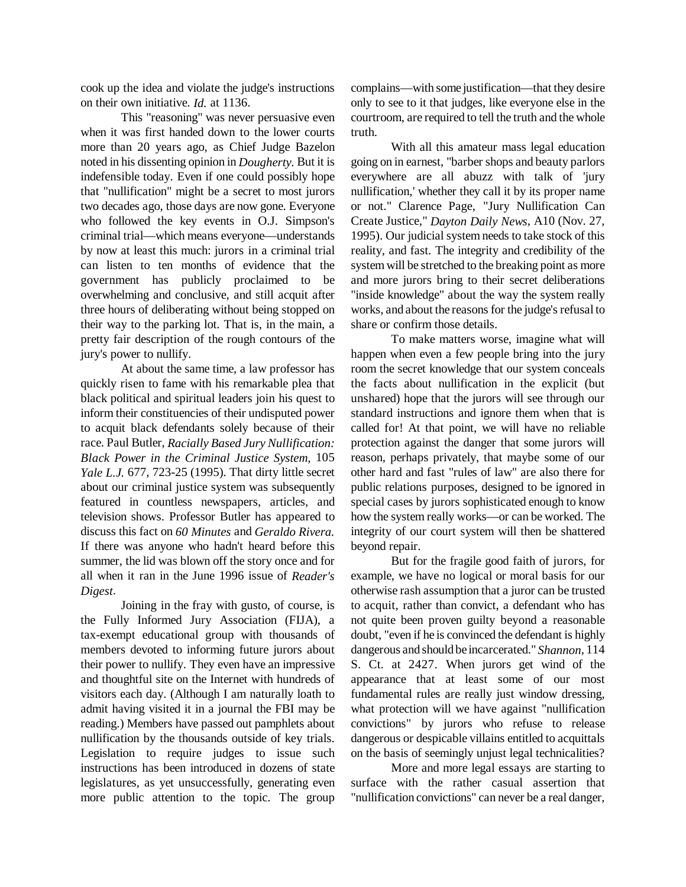cook up the idea and violate the judge's instructions on their own initiative. *Id.* at 1136.

This "reasoning" was never persuasive even when it was first handed down to the lower courts more than 20 years ago, as Chief Judge Bazelon noted in his dissenting opinion in *Dougherty.* But it is indefensible today. Even if one could possibly hope that "nullification" might be a secret to most jurors two decades ago, those days are now gone. Everyone who followed the key events in O.J. Simpson's criminal trial—which means everyone—understands by now at least this much: jurors in a criminal trial can listen to ten months of evidence that the government has publicly proclaimed to be overwhelming and conclusive, and still acquit after three hours of deliberating without being stopped on their way to the parking lot. That is, in the main, a pretty fair description of the rough contours of the jury's power to nullify.

At about the same time, a law professor has quickly risen to fame with his remarkable plea that black political and spiritual leaders join his quest to inform their constituencies of their undisputed power to acquit black defendants solely because of their race. Paul Butler, *Racially Based Jury Nullification: Black Power in the Criminal Justice System,* 105 *Yale L.J.* 677, 723-25 (1995). That dirty little secret about our criminal justice system was subsequently featured in countless newspapers, articles, and television shows. Professor Butler has appeared to discuss this fact on *60 Minutes* and *Geraldo Rivera.* If there was anyone who hadn't heard before this summer, the lid was blown off the story once and for all when it ran in the June 1996 issue of *Reader's Digest*.

Joining in the fray with gusto, of course, is the Fully Informed Jury Association (FIJA), a tax-exempt educational group with thousands of members devoted to informing future jurors about their power to nullify. They even have an impressive and thoughtful site on the Internet with hundreds of visitors each day. (Although I am naturally loath to admit having visited it in a journal the FBI may be reading.) Members have passed out pamphlets about nullification by the thousands outside of key trials. Legislation to require judges to issue such instructions has been introduced in dozens of state legislatures, as yet unsuccessfully, generating even more public attention to the topic. The group complains—with some justification—that they desire only to see to it that judges, like everyone else in the courtroom, are required to tell the truth and the whole truth.

With all this amateur mass legal education going on in earnest, "barber shops and beauty parlors everywhere are all abuzz with talk of 'jury nullification,' whether they call it by its proper name or not." Clarence Page, "Jury Nullification Can Create Justice," *Dayton Daily News*, A10 (Nov. 27, 1995). Our judicial system needs to take stock of this reality, and fast. The integrity and credibility of the system will be stretched to the breaking point as more and more jurors bring to their secret deliberations "inside knowledge" about the way the system really works, and about the reasons for the judge's refusal to share or confirm those details.

To make matters worse, imagine what will happen when even a few people bring into the jury room the secret knowledge that our system conceals the facts about nullification in the explicit (but unshared) hope that the jurors will see through our standard instructions and ignore them when that is called for! At that point, we will have no reliable protection against the danger that some jurors will reason, perhaps privately, that maybe some of our other hard and fast "rules of law" are also there for public relations purposes, designed to be ignored in special cases by jurors sophisticated enough to know how the system really works—or can be worked. The integrity of our court system will then be shattered beyond repair.

But for the fragile good faith of jurors, for example, we have no logical or moral basis for our otherwise rash assumption that a juror can be trusted to acquit, rather than convict, a defendant who has not quite been proven guilty beyond a reasonable doubt, "even if he is convinced the defendant is highly dangerous and should be incarcerated." *Shannon*, 114 S. Ct. at 2427. When jurors get wind of the appearance that at least some of our most fundamental rules are really just window dressing, what protection will we have against "nullification convictions" by jurors who refuse to release dangerous or despicable villains entitled to acquittals on the basis of seemingly unjust legal technicalities?

More and more legal essays are starting to surface with the rather casual assertion that "nullification convictions" can never be a real danger,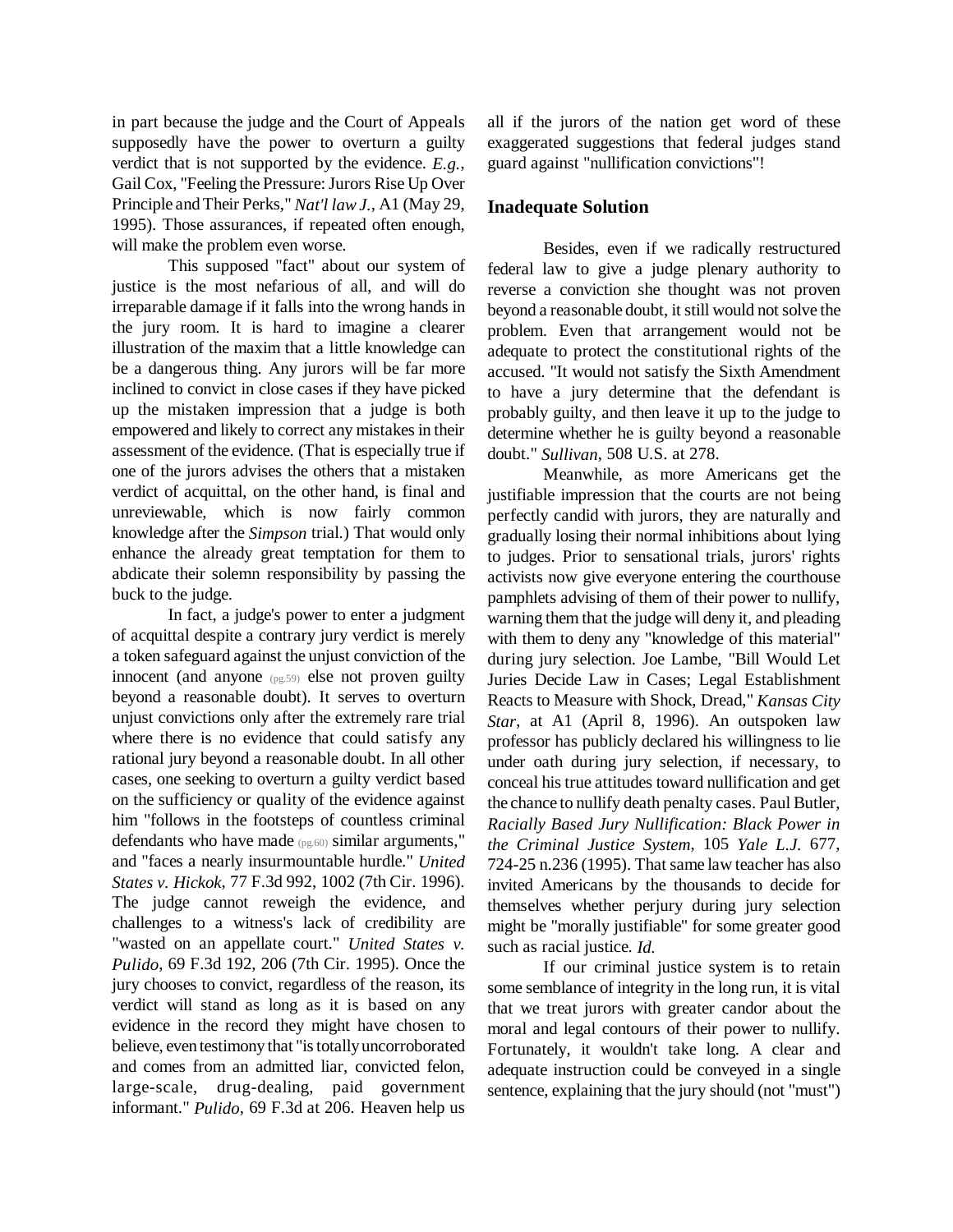in part because the judge and the Court of Appeals supposedly have the power to overturn a guilty verdict that is not supported by the evidence. *E.g.*, Gail Cox, "Feeling the Pressure: Jurors Rise Up Over Principle and Their Perks," *Nat'l law J.*, A1 (May 29, 1995). Those assurances, if repeated often enough, will make the problem even worse.

This supposed "fact" about our system of justice is the most nefarious of all, and will do irreparable damage if it falls into the wrong hands in the jury room. It is hard to imagine a clearer illustration of the maxim that a little knowledge can be a dangerous thing. Any jurors will be far more inclined to convict in close cases if they have picked up the mistaken impression that a judge is both empowered and likely to correct any mistakes in their assessment of the evidence. (That is especially true if one of the jurors advises the others that a mistaken verdict of acquittal, on the other hand, is final and unreviewable, which is now fairly common knowledge after the *Simpson* trial.) That would only enhance the already great temptation for them to abdicate their solemn responsibility by passing the buck to the judge.

In fact, a judge's power to enter a judgment of acquittal despite a contrary jury verdict is merely a token safeguard against the unjust conviction of the innocent (and anyone (pg.59) else not proven guilty beyond a reasonable doubt). It serves to overturn unjust convictions only after the extremely rare trial where there is no evidence that could satisfy any rational jury beyond a reasonable doubt. In all other cases, one seeking to overturn a guilty verdict based on the sufficiency or quality of the evidence against him "follows in the footsteps of countless criminal defendants who have made (pg.60) similar arguments," and "faces a nearly insurmountable hurdle." *United States v. Hickok*, 77 F.3d 992, 1002 (7th Cir. 1996). The judge cannot reweigh the evidence, and challenges to a witness's lack of credibility are "wasted on an appellate court." *United States v. Pulido*, 69 F.3d 192, 206 (7th Cir. 1995). Once the jury chooses to convict, regardless of the reason, its verdict will stand as long as it is based on any evidence in the record they might have chosen to believe, even testimony that "is totally uncorroborated and comes from an admitted liar, convicted felon, large-scale, drug-dealing, paid government informant." *Pulido*, 69 F.3d at 206. Heaven help us all if the jurors of the nation get word of these exaggerated suggestions that federal judges stand guard against "nullification convictions"!

### Inadequate Solution

Besides, even if we radically restructured federal law to give a judge plenary authority to reverse a conviction she thought was not proven beyond a reasonable doubt, it still would not solve the problem. Even that arrangement would not be adequate to protect the constitutional rights of the accused. "It would not satisfy the Sixth Amendment to have a jury determine that the defendant is probably guilty, and then leave it up to the judge to determine whether he is guilty beyond a reasonable doubt." *Sullivan*, 508 U.S. at 278.

Meanwhile, as more Americans get the justifiable impression that the courts are not being perfectly candid with jurors, they are naturally and gradually losing their normal inhibitions about lying to judges. Prior to sensational trials, jurors' rights activists now give everyone entering the courthouse pamphlets advising of them of their power to nullify, warning them that the judge will deny it, and pleading with them to deny any "knowledge of this material" during jury selection. Joe Lambe, "Bill Would Let Juries Decide Law in Cases; Legal Establishment Reacts to Measure with Shock, Dread," *Kansas City Star*, at A1 (April 8, 1996). An outspoken law professor has publicly declared his willingness to lie under oath during jury selection, if necessary, to conceal his true attitudes toward nullification and get the chance to nullify death penalty cases. Paul Butler, *Racially Based Jury Nullification: Black Power in the Criminal Justice System*, 105 *Yale L.J.* 677, 724-25 n.236 (1995). That same law teacher has also invited Americans by the thousands to decide for themselves whether perjury during jury selection might be "morally justifiable" for some greater good such as racial justice. *Id.*

If our criminal justice system is to retain some semblance of integrity in the long run, it is vital that we treat jurors with greater candor about the moral and legal contours of their power to nullify. Fortunately, it wouldn't take long. A clear and adequate instruction could be conveyed in a single sentence, explaining that the jury should (not "must")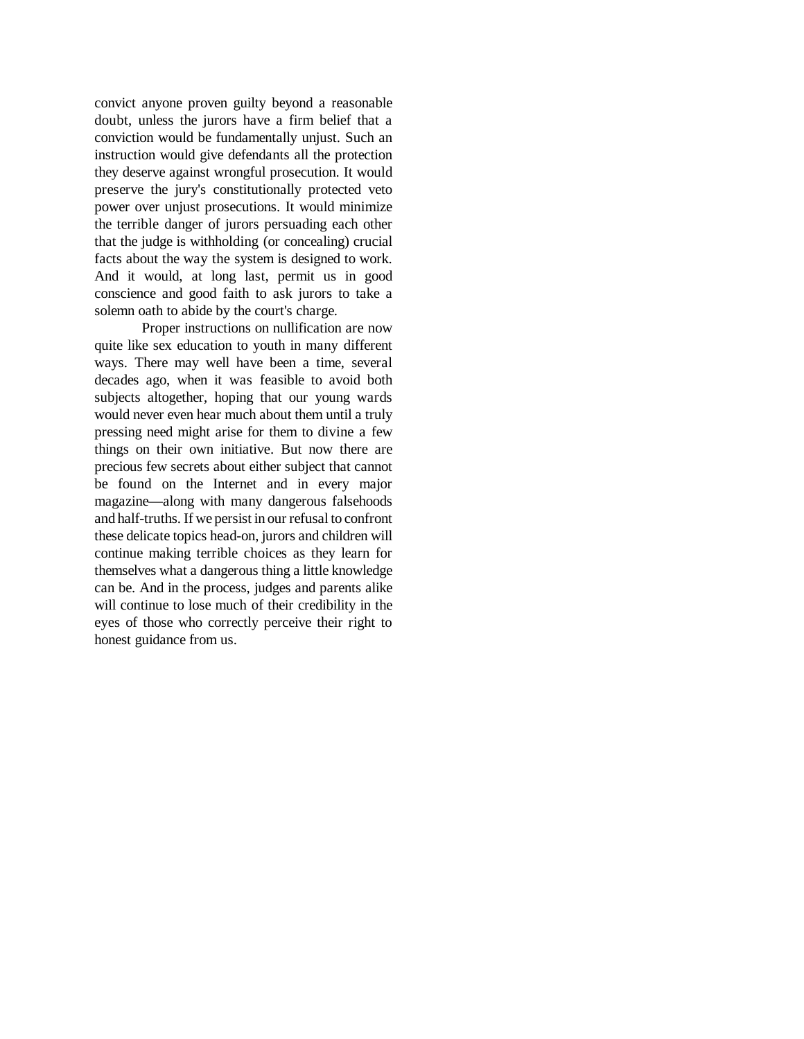convict anyone proven guilty beyond a reasonable doubt, unless the jurors have a firm belief that a conviction would be fundamentally unjust. Such an instruction would give defendants all the protection they deserve against wrongful prosecution. It would preserve the jury's constitutionally protected veto power over unjust prosecutions. It would minimize the terrible danger of jurors persuading each other that the judge is withholding (or concealing) crucial facts about the way the system is designed to work. And it would, at long last, permit us in good conscience and good faith to ask jurors to take a solemn oath to abide by the court's charge.

Proper instructions on nullification are now quite like sex education to youth in many different ways. There may well have been a time, several decades ago, when it was feasible to avoid both subjects altogether, hoping that our young wards would never even hear much about them until a truly pressing need might arise for them to divine a few things on their own initiative. But now there are precious few secrets about either subject that cannot be found on the Internet and in every major magazine—along with many dangerous falsehoods and half-truths. If we persist in our refusal to confront these delicate topics head-on, jurors and children will continue making terrible choices as they learn for themselves what a dangerous thing a little knowledge can be. And in the process, judges and parents alike will continue to lose much of their credibility in the eyes of those who correctly perceive their right to honest guidance from us.